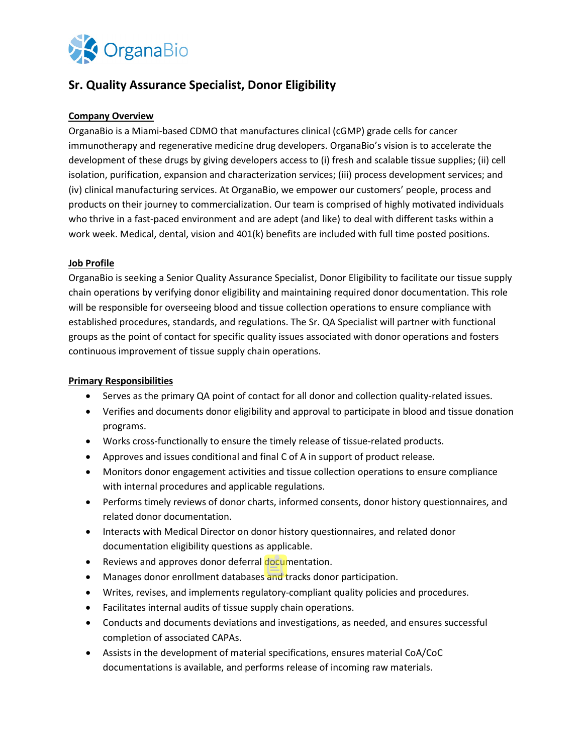OrganaBio

# Sr. Quality Assurance Specialist, Donor Eligibility

## Company Overview

OrganaBio is a Miami-based CDMO that manufactures clinical (cGMP) grade cells for cancer immunotherapy and regenerative medicine drug developers. OrganaBio's vision is to accelerate the development of these drugs by giving developers access to (i) fresh and scalable tissue supplies; (ii) cell isolation, purification, expansion and characterization services; (iii) process development services; and (iv) clinical manufacturing services. At OrganaBio, we empower our customers' people, process and products on their journey to commercialization. Our team is comprised of highly motivated individuals who thrive in a fast-paced environment and are adept (and like) to deal with different tasks within a work week. Medical, dental, vision and 401(k) benefits are included with full time posted positions.

## Job Profile

OrganaBio is seeking a Senior Quality Assurance Specialist, Donor Eligibility to facilitate our tissue supply chain operations by verifying donor eligibility and maintaining required donor documentation. This role will be responsible for overseeing blood and tissue collection operations to ensure compliance with established procedures, standards, and regulations. The Sr. QA Specialist will partner with functional groups as the point of contact for specific quality issues associated with donor operations and fosters continuous improvement of tissue supply chain operations.

## Primary Responsibilities

- Serves as the primary QA point of contact for all donor and collection quality-related issues.
- Verifies and documents donor eligibility and approval to participate in blood and tissue donation programs.
- Works cross-functionally to ensure the timely release of tissue-related products.
- Approves and issues conditional and final C of A in support of product release.
- Monitors donor engagement activities and tissue collection operations to ensure compliance with internal procedures and applicable regulations.
- Performs timely reviews of donor charts, informed consents, donor history questionnaires, and related donor documentation.
- Interacts with Medical Director on donor history questionnaires, and related donor documentation eligibility questions as applicable.
- Reviews and approves donor deferral documentation.
- Manages donor enrollment databases and tracks donor participation.
- Writes, revises, and implements regulatory-compliant quality policies and procedures.
- Facilitates internal audits of tissue supply chain operations.
- Conducts and documents deviations and investigations, as needed, and ensures successful completion of associated CAPAs.
- Assists in the development of material specifications, ensures material CoA/CoC documentations is available, and performs release of incoming raw materials.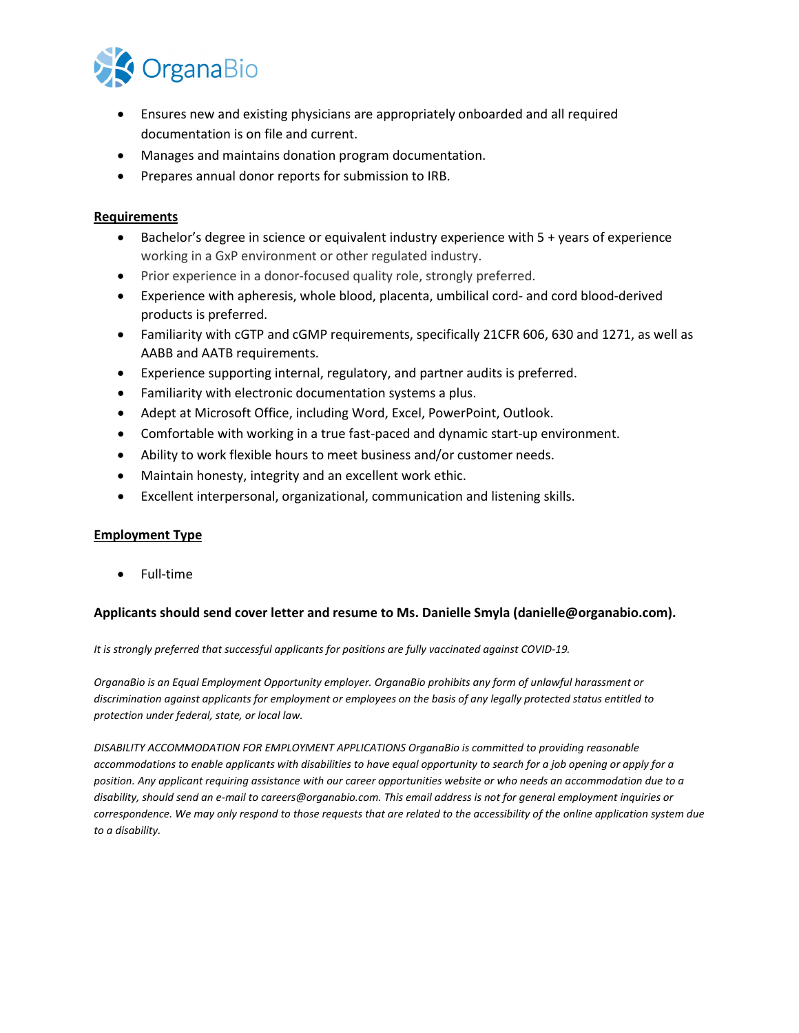- Ensures new and existing physicians are appropriately onboarded and all required documentation is on file and current.
- Manages and maintains donation program documentation.
- Prepares annual donor reports for submission to IRB.

**Requirements**

- Bachelor's degree in science or equivalent industry experience with 5 + years of experience working in a GxP environment or other regulated industry.
- Prior experience in a donor-focused quality role, strongly preferred.
- Experience with apheresis, whole blood, placenta, umbilical cord- and cord blood-derived products is preferred.
- Familiarity with cGTP and cGMP requirements, specifically 21CFR 606, 630 and 1271, as well as AABB and AATB requirements.
- Experience supporting internal, regulatory, and partner audits is preferred.
- Familiarity with electronic documentation systems a plus.
- Adept at Microsoft Office, including Word, Excel, PowerPoint, Outlook.
- Comfortable with working in a true fast-paced and dynamic start-up environment.
- Ability to work flexible hours to meet business and/or customer needs.
- Maintain honesty, integrity and an excellent work ethic.
- Excellent interpersonal, organizational, communication and listening skills.

**Employment Type**

- Full-time

**Applicants should send cover letter and resume to Ms. Danielle Smyla (danielle@organabio.com).**

*It is strongly preferred that successful applicants for positions are fully vaccinated against COVID-19.*

*OrganaBio is an Equal Employment Opportunity employer. OrganaBio prohibits any form of unlawful harassment or discrimination against applicants for employment or employees on the basis of any legally protected status entitled to protection under federal, state, or local law.*

*DISABILITY ACCOMMODATION FOR EMPLOYMENT APPLICATIONS OrganaBio is committed to providing reasonable accommodations to enable applicants with disabilities to have equal opportunity to search for a job opening or apply for a position. Any applicant requiring assistance with our career opportunities website or who needs an accommodation due to a disability, should send an e-mail to careers@organabio.com. This email address is not for general employment inquiries or correspondence. We may only respond to those requests that are related to the accessibility of the online application system due to a disability.*